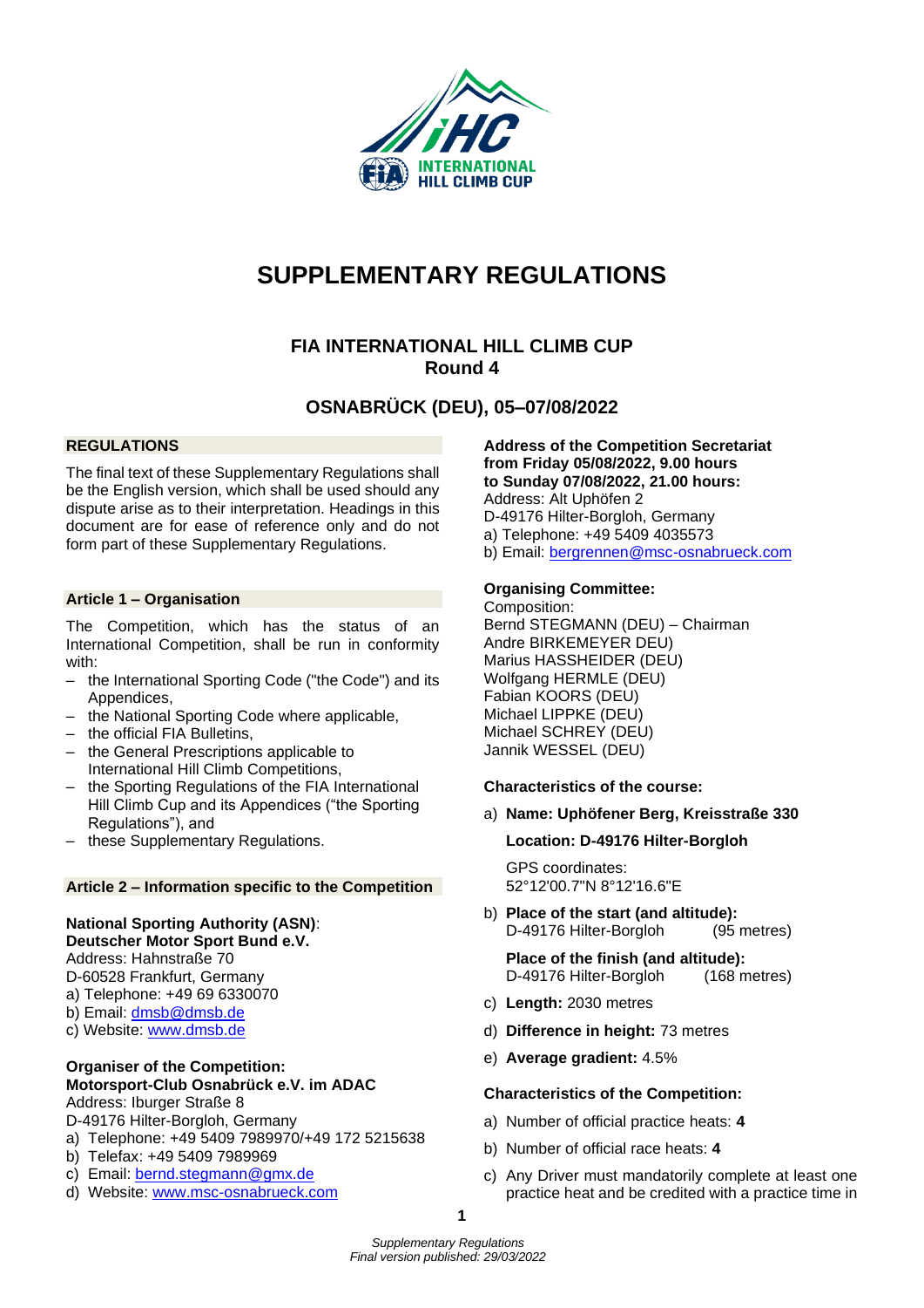# SUPPLEMENTARY REGULATIONS

## FIA INTERNATIONAL HILL CLIMB CUP
## Round 4

## OSNABRÜCK (DEU), 05–07/08/2022

### REGULATIONS

The final text of these Supplementary Regulations shall be the English version, which shall be used should any dispute arise as to their interpretation. Headings in this document are for ease of reference only and do not form part of these Supplementary Regulations.

### Article 1 – Organisation

The Competition, which has the status of an International Competition, shall be run in conformity with:

- the International Sporting Code ("the Code") and its Appendices,
- the National Sporting Code where applicable,
- the official FIA Bulletins,
- the General Prescriptions applicable to International Hill Climb Competitions,
- the Sporting Regulations of the FIA International Hill Climb Cup and its Appendices ("the Sporting Regulations"), and
- these Supplementary Regulations.

### Article 2 – Information specific to the Competition

**National Sporting Authority (ASN)**:
**Deutscher Motor Sport Bund e.V.**
Address: Hahnstraße 70
D-60528 Frankfurt, Germany
a) Telephone: +49 69 6330070
b) Email: dmsb@dmsb.de
c) Website: www.dmsb.de

**Organiser of the Competition:**
**Motorsport-Club Osnabrück e.V. im ADAC**
Address: Iburger Straße 8
D-49176 Hilter-Borgloh, Germany
a) Telephone: +49 5409 7989970/+49 172 5215638
b) Telefax: +49 5409 7989969
c) Email: bernd.stegmann@gmx.de
d) Website: www.msc-osnabrueck.com

**Address of the Competition Secretariat from Friday 05/08/2022, 9.00 hours to Sunday 07/08/2022, 21.00 hours:**
Address: Alt Uphöfen 2
D-49176 Hilter-Borgloh, Germany
a) Telephone: +49 5409 4035573
b) Email: bergrennen@msc-osnabrueck.com

**Organising Committee:**
Composition:
Bernd STEGMANN (DEU) – Chairman
Andre BIRKEMEYER DEU)
Marius HASSHEIDER (DEU)
Wolfgang HERMLE (DEU)
Fabian KOORS (DEU)
Michael LIPPKE (DEU)
Michael SCHREY (DEU)
Jannik WESSEL (DEU)

**Characteristics of the course:**

a) **Name: Uphöfener Berg, Kreisstraße 330**

   **Location: D-49176 Hilter-Borgloh**

   GPS coordinates:
   52°12'00.7"N 8°12'16.6"E

b) **Place of the start (and altitude):**
   D-49176 Hilter-Borgloh (95 metres)

   **Place of the finish (and altitude):**
   D-49176 Hilter-Borgloh (168 metres)

c) **Length:** 2030 metres

d) **Difference in height:** 73 metres

e) **Average gradient:** 4.5%

**Characteristics of the Competition:**

a) Number of official practice heats: **4**

b) Number of official race heats: **4**

c) Any Driver must mandatorily complete at least one practice heat and be credited with a practice time in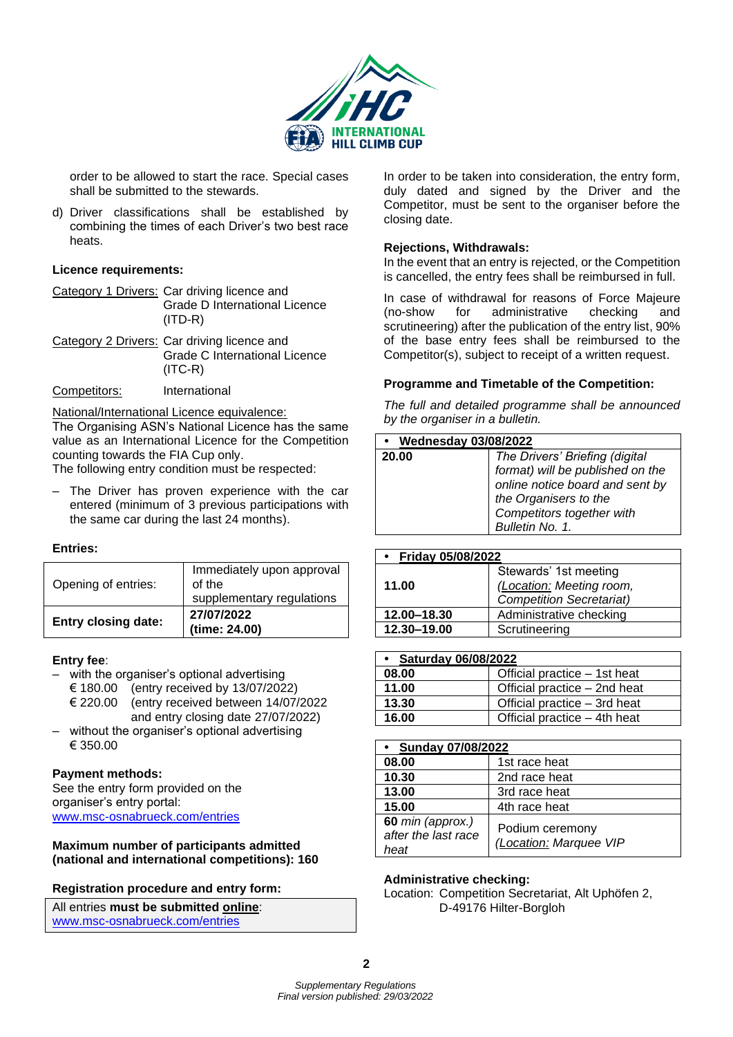order to be allowed to start the race. Special cases shall be submitted to the stewards.

d) Driver classifications shall be established by combining the times of each Driver's two best race heats.

**Licence requirements:**

Category 1 Drivers: Car driving licence and Grade D International Licence (ITD-R)

Category 2 Drivers: Car driving licence and Grade C International Licence (ITC-R)

Competitors: International

National/International Licence equivalence:
The Organising ASN's National Licence has the same value as an International Licence for the Competition counting towards the FIA Cup only.
The following entry condition must be respected:

– The Driver has proven experience with the car entered (minimum of 3 previous participations with the same car during the last 24 months).

**Entries:**

| | |
|---|---|
| Opening of entries: | Immediately upon approval of the supplementary regulations |
| **Entry closing date:** | **27/07/2022 (time: 24.00)** |

**Entry fee**:
- with the organiser's optional advertising
  € 180.00 (entry received by 13/07/2022)
  € 220.00 (entry received between 14/07/2022 and entry closing date 27/07/2022)
- without the organiser's optional advertising
  € 350.00

**Payment methods:**
See the entry form provided on the organiser's entry portal:
www.msc-osnabrueck.com/entries

**Maximum number of participants admitted (national and international competitions): 160**

**Registration procedure and entry form:**

All entries **must be submitted online**:
www.msc-osnabrueck.com/entries

In order to be taken into consideration, the entry form, duly dated and signed by the Driver and the Competitor, must be sent to the organiser before the closing date.

**Rejections, Withdrawals:**
In the event that an entry is rejected, or the Competition is cancelled, the entry fees shall be reimbursed in full.

In case of withdrawal for reasons of Force Majeure (no-show for administrative checking and scrutineering) after the publication of the entry list, 90% of the base entry fees shall be reimbursed to the Competitor(s), subject to receipt of a written request.

**Programme and Timetable of the Competition:**

*The full and detailed programme shall be announced by the organiser in a bulletin.*

| • **Wednesday 03/08/2022** | |
|---|---|
| **20.00** | *The Drivers' Briefing (digital format) will be published on the online notice board and sent by the Organisers to the Competitors together with Bulletin No. 1.* |

| • **Friday 05/08/2022** | |
|---|---|
| **11.00** | Stewards' 1st meeting *(Location: Meeting room, Competition Secretariat)* |
| **12.00–18.30** | Administrative checking |
| **12.30–19.00** | Scrutineering |

| • **Saturday 06/08/2022** | |
|---|---|
| **08.00** | Official practice – 1st heat |
| **11.00** | Official practice – 2nd heat |
| **13.30** | Official practice – 3rd heat |
| **16.00** | Official practice – 4th heat |

| • **Sunday 07/08/2022** | |
|---|---|
| **08.00** | 1st race heat |
| **10.30** | 2nd race heat |
| **13.00** | 3rd race heat |
| **15.00** | 4th race heat |
| **60** *min (approx.) after the last race heat* | Podium ceremony *(Location: Marquee VIP* |

**Administrative checking:**
Location: Competition Secretariat, Alt Uphöfen 2, D-49176 Hilter-Borgloh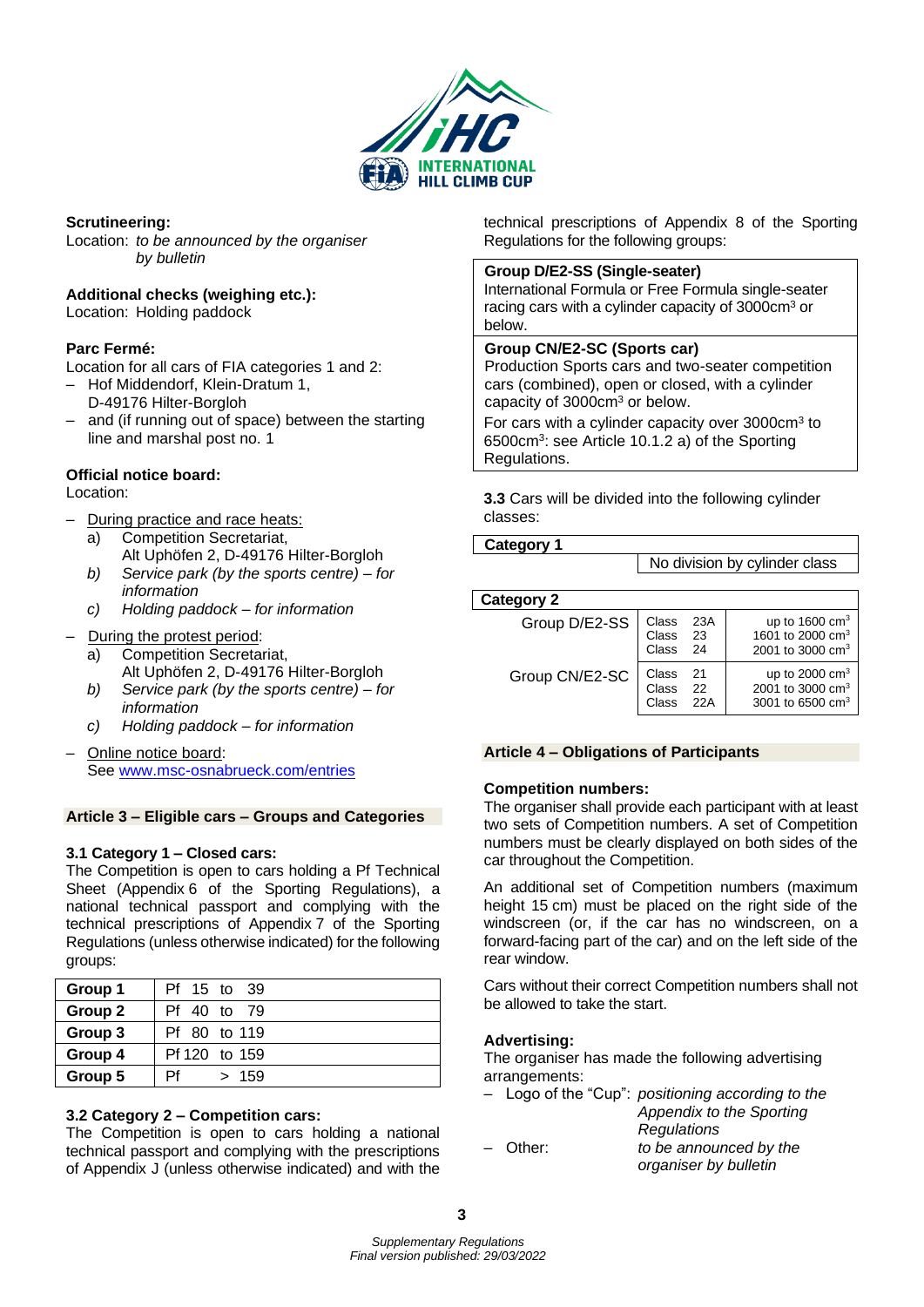**Scrutineering:**

Location: *to be announced by the organiser by bulletin*

**Additional checks (weighing etc.):**

Location: Holding paddock

**Parc Fermé:**

Location for all cars of FIA categories 1 and 2:

- Hof Middendorf, Klein-Dratum 1, D-49176 Hilter-Borgloh
- and (if running out of space) between the starting line and marshal post no. 1

**Official notice board:**

Location:

- During practice and race heats:
  - a) Competition Secretariat, Alt Uphöfen 2, D-49176 Hilter-Borgloh
  - *b) Service park (by the sports centre) – for information*
  - *c) Holding paddock – for information*
- During the protest period:
  - a) Competition Secretariat, Alt Uphöfen 2, D-49176 Hilter-Borgloh
  - *b) Service park (by the sports centre) – for information*
  - *c) Holding paddock – for information*
- Online notice board: See www.msc-osnabrueck.com/entries

## Article 3 – Eligible cars – Groups and Categories

### 3.1 Category 1 – Closed cars:

The Competition is open to cars holding a Pf Technical Sheet (Appendix 6 of the Sporting Regulations), a national technical passport and complying with the technical prescriptions of Appendix 7 of the Sporting Regulations (unless otherwise indicated) for the following groups:

| | |
|---|---|
| **Group 1** | Pf 15 to 39 |
| **Group 2** | Pf 40 to 79 |
| **Group 3** | Pf 80 to 119 |
| **Group 4** | Pf 120 to 159 |
| **Group 5** | Pf > 159 |

### 3.2 Category 2 – Competition cars:

The Competition is open to cars holding a national technical passport and complying with the prescriptions of Appendix J (unless otherwise indicated) and with the technical prescriptions of Appendix 8 of the Sporting Regulations for the following groups:

| |
|---|
| **Group D/E2-SS (Single-seater)**<br>International Formula or Free Formula single-seater racing cars with a cylinder capacity of 3000cm³ or below. |
| **Group CN/E2-SC (Sports car)**<br>Production Sports cars and two-seater competition cars (combined), open or closed, with a cylinder capacity of 3000cm³ or below.<br>For cars with a cylinder capacity over 3000cm³ to 6500cm³: see Article 10.1.2 a) of the Sporting Regulations. |

**3.3** Cars will be divided into the following cylinder classes:

| **Category 1** | |
|---|---|
| | No division by cylinder class |

| **Category 2** | | |
|---|---|---|
| Group D/E2-SS | Class 23A<br>Class 23<br>Class 24 | up to 1600 cm³<br>1601 to 2000 cm³<br>2001 to 3000 cm³ |
| Group CN/E2-SC | Class 21<br>Class 22<br>Class 22A | up to 2000 cm³<br>2001 to 3000 cm³<br>3001 to 6500 cm³ |

## Article 4 – Obligations of Participants

**Competition numbers:**

The organiser shall provide each participant with at least two sets of Competition numbers. A set of Competition numbers must be clearly displayed on both sides of the car throughout the Competition.

An additional set of Competition numbers (maximum height 15 cm) must be placed on the right side of the windscreen (or, if the car has no windscreen, on a forward-facing part of the car) and on the left side of the rear window.

Cars without their correct Competition numbers shall not be allowed to take the start.

**Advertising:**

The organiser has made the following advertising arrangements:

- Logo of the "Cup": *positioning according to the Appendix to the Sporting Regulations*
- Other: *to be announced by the organiser by bulletin*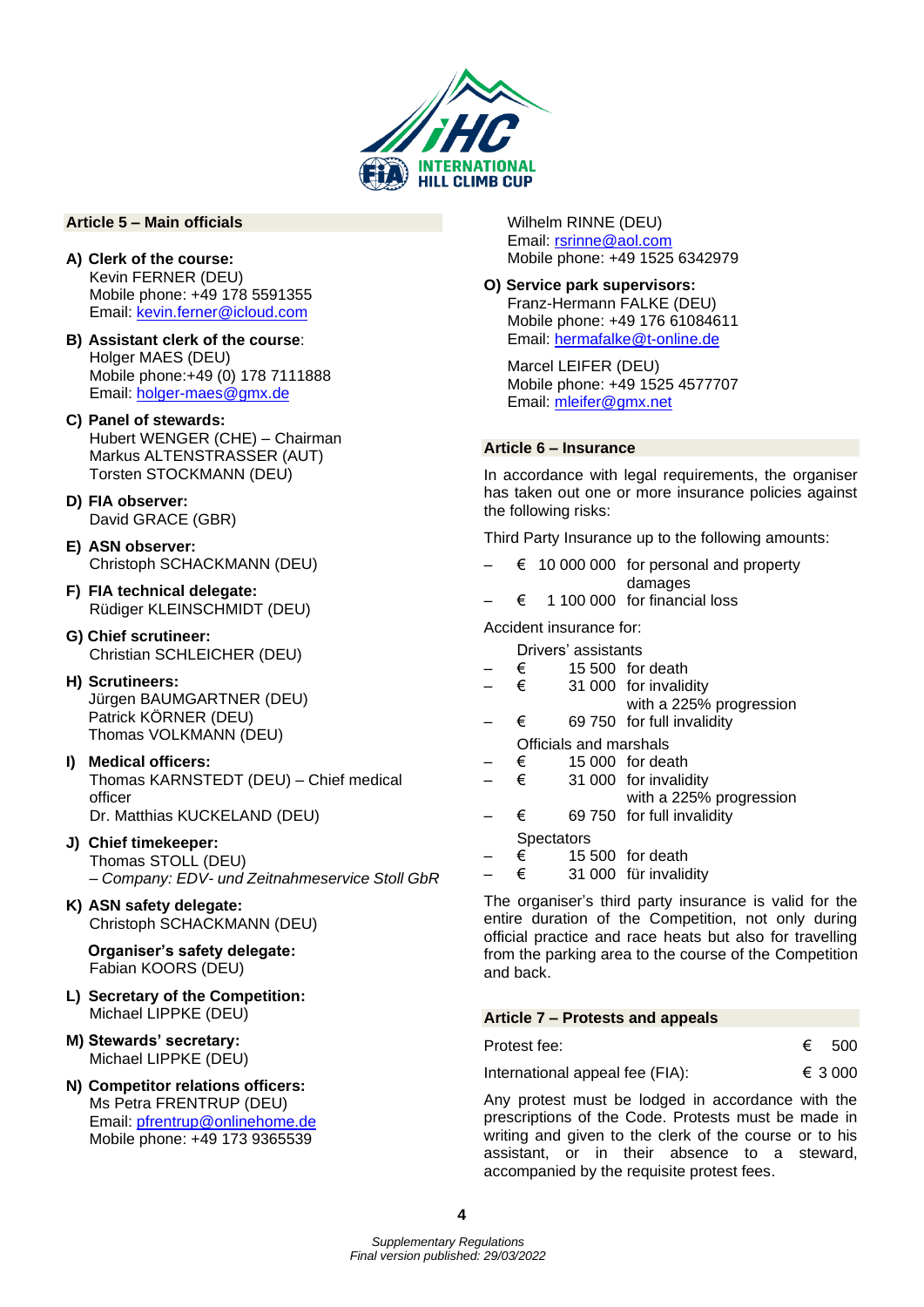## Article 5 – Main officials

**A) Clerk of the course:**
Kevin FERNER (DEU)
Mobile phone: +49 178 5591355
Email: kevin.ferner@icloud.com

**B) Assistant clerk of the course**:
Holger MAES (DEU)
Mobile phone:+49 (0) 178 7111888
Email: holger-maes@gmx.de

**C) Panel of stewards:**
Hubert WENGER (CHE) – Chairman
Markus ALTENSTRASSER (AUT)
Torsten STOCKMANN (DEU)

**D) FIA observer:**
David GRACE (GBR)

**E) ASN observer:**
Christoph SCHACKMANN (DEU)

**F) FIA technical delegate:**
Rüdiger KLEINSCHMIDT (DEU)

**G) Chief scrutineer:**
Christian SCHLEICHER (DEU)

**H) Scrutineers:**
Jürgen BAUMGARTNER (DEU)
Patrick KÖRNER (DEU)
Thomas VOLKMANN (DEU)

**I) Medical officers:**
Thomas KARNSTEDT (DEU) – Chief medical officer
Dr. Matthias KUCKELAND (DEU)

**J) Chief timekeeper:**
Thomas STOLL (DEU)
*– Company: EDV- und Zeitnahmeservice Stoll GbR*

**K) ASN safety delegate:**
Christoph SCHACKMANN (DEU)

**Organiser's safety delegate:**
Fabian KOORS (DEU)

**L) Secretary of the Competition:**
Michael LIPPKE (DEU)

**M) Stewards' secretary:**
Michael LIPPKE (DEU)

**N) Competitor relations officers:**
Ms Petra FRENTRUP (DEU)
Email: pfrentrup@onlinehome.de
Mobile phone: +49 173 9365539

Wilhelm RINNE (DEU)
Email: rsrinne@aol.com
Mobile phone: +49 1525 6342979

**O) Service park supervisors:**
Franz-Hermann FALKE (DEU)
Mobile phone: +49 176 61084611
Email: hermafalke@t-online.de

Marcel LEIFER (DEU)
Mobile phone: +49 1525 4577707
Email: mleifer@gmx.net

## Article 6 – Insurance

In accordance with legal requirements, the organiser has taken out one or more insurance policies against the following risks:

Third Party Insurance up to the following amounts:

- € 10 000 000 for personal and property damages
- € 1 100 000 for financial loss

Accident insurance for:

Drivers' assistants
- € 15 500 for death
- € 31 000 for invalidity with a 225% progression
- € 69 750 for full invalidity

Officials and marshals
- € 15 000 for death
- € 31 000 for invalidity with a 225% progression
- € 69 750 for full invalidity

Spectators
- € 15 500 for death
- € 31 000 für invalidity

The organiser's third party insurance is valid for the entire duration of the Competition, not only during official practice and race heats but also for travelling from the parking area to the course of the Competition and back.

## Article 7 – Protests and appeals

| | |
|---|---|
| Protest fee: | € 500 |
| International appeal fee (FIA): | € 3 000 |

Any protest must be lodged in accordance with the prescriptions of the Code. Protests must be made in writing and given to the clerk of the course or to his assistant, or in their absence to a steward, accompanied by the requisite protest fees.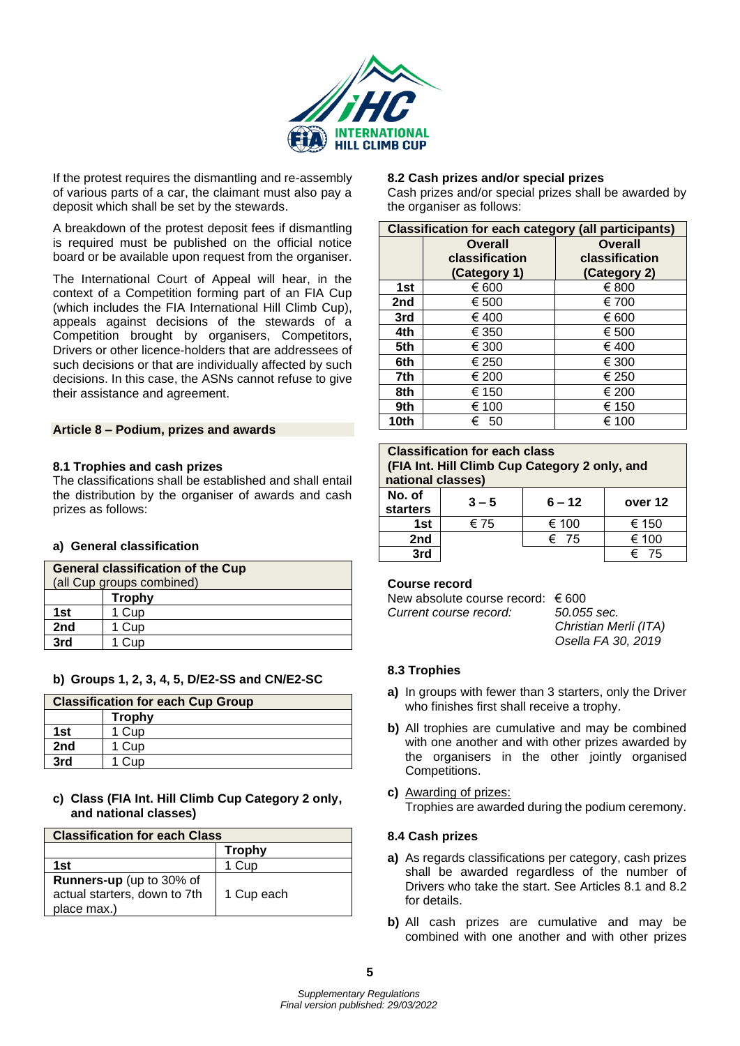If the protest requires the dismantling and re-assembly of various parts of a car, the claimant must also pay a deposit which shall be set by the stewards.

A breakdown of the protest deposit fees if dismantling is required must be published on the official notice board or be available upon request from the organiser.

The International Court of Appeal will hear, in the context of a Competition forming part of an FIA Cup (which includes the FIA International Hill Climb Cup), appeals against decisions of the stewards of a Competition brought by organisers, Competitors, Drivers or other licence-holders that are addressees of such decisions or that are individually affected by such decisions. In this case, the ASNs cannot refuse to give their assistance and agreement.

## Article 8 – Podium, prizes and awards

### 8.1 Trophies and cash prizes

The classifications shall be established and shall entail the distribution by the organiser of awards and cash prizes as follows:

#### a) General classification

| General classification of the Cup (all Cup groups combined) | |
|---|---|
| | **Trophy** |
| **1st** | 1 Cup |
| **2nd** | 1 Cup |
| **3rd** | 1 Cup |

#### b) Groups 1, 2, 3, 4, 5, D/E2-SS and CN/E2-SC

| Classification for each Cup Group | |
|---|---|
| | **Trophy** |
| **1st** | 1 Cup |
| **2nd** | 1 Cup |
| **3rd** | 1 Cup |

#### c) Class (FIA Int. Hill Climb Cup Category 2 only, and national classes)

| Classification for each Class | |
|---|---|
| | **Trophy** |
| **1st** | 1 Cup |
| **Runners-up** (up to 30% of actual starters, down to 7th place max.) | 1 Cup each |

### 8.2 Cash prizes and/or special prizes

Cash prizes and/or special prizes shall be awarded by the organiser as follows:

| Classification for each category (all participants) | | |
|---|---|---|
| | **Overall classification (Category 1)** | **Overall classification (Category 2)** |
| **1st** | € 600 | € 800 |
| **2nd** | € 500 | € 700 |
| **3rd** | € 400 | € 600 |
| **4th** | € 350 | € 500 |
| **5th** | € 300 | € 400 |
| **6th** | € 250 | € 300 |
| **7th** | € 200 | € 250 |
| **8th** | € 150 | € 200 |
| **9th** | € 100 | € 150 |
| **10th** | € 50 | € 100 |

| Classification for each class (FIA Int. Hill Climb Cup Category 2 only, and national classes) | | | |
|---|---|---|---|
| **No. of starters** | **3 – 5** | **6 – 12** | **over 12** |
| **1st** | € 75 | € 100 | € 150 |
| **2nd** | | € 75 | € 100 |
| **3rd** | | | € 75 |

**Course record**

New absolute course record: € 600

*Current course record:* *50.055 sec.*
*Christian Merli (ITA)*
*Osella FA 30, 2019*

### 8.3 Trophies

- **a)** In groups with fewer than 3 starters, only the Driver who finishes first shall receive a trophy.
- **b)** All trophies are cumulative and may be combined with one another and with other prizes awarded by the organisers in the other jointly organised Competitions.
- **c)** Awarding of prizes:
  Trophies are awarded during the podium ceremony.

### 8.4 Cash prizes

- **a)** As regards classifications per category, cash prizes shall be awarded regardless of the number of Drivers who take the start. See Articles 8.1 and 8.2 for details.
- **b)** All cash prizes are cumulative and may be combined with one another and with other prizes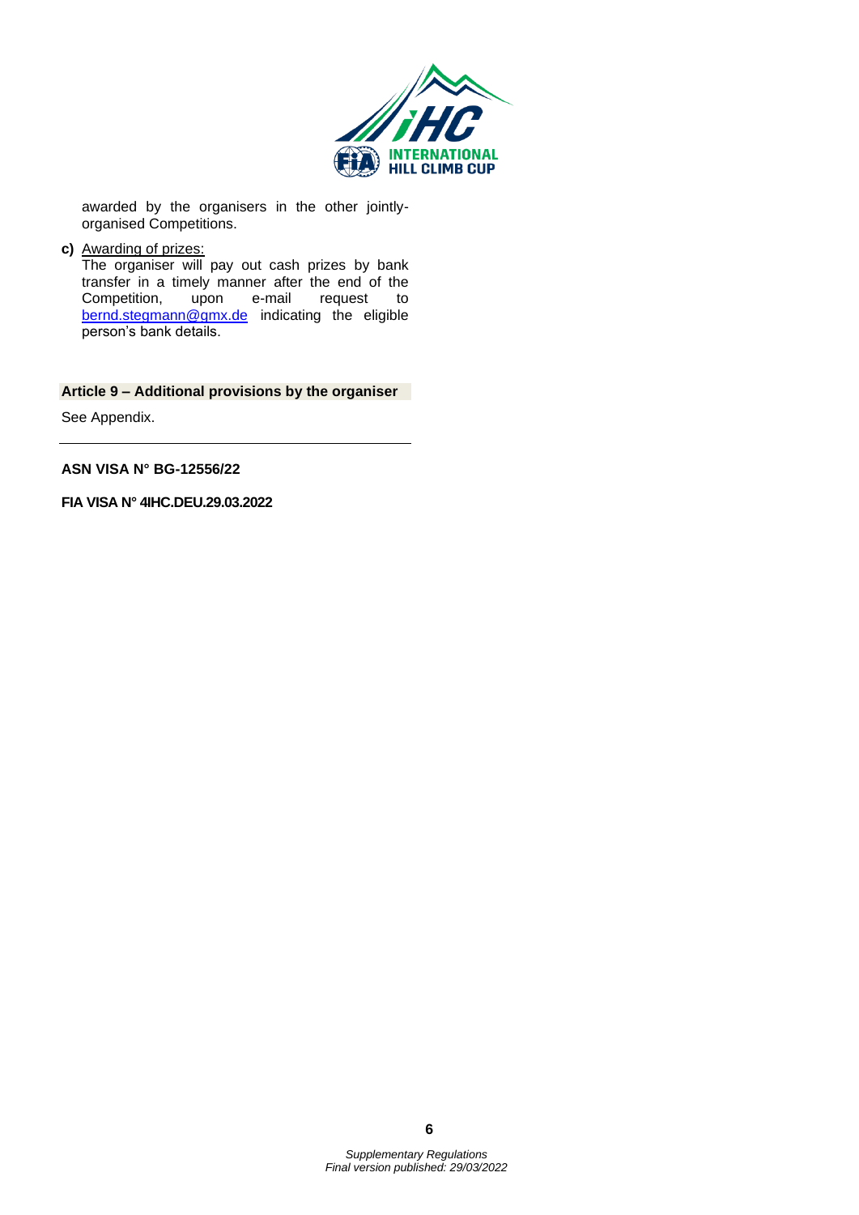awarded by the organisers in the other jointly-organised Competitions.

**c)** Awarding of prizes:
The organiser will pay out cash prizes by bank transfer in a timely manner after the end of the Competition, upon e-mail request to bernd.stegmann@gmx.de indicating the eligible person's bank details.

## Article 9 – Additional provisions by the organiser

See Appendix.

---

**ASN VISA N° BG-12556/22**

**FIA VISA N° 4IHC.DEU.29.03.2022**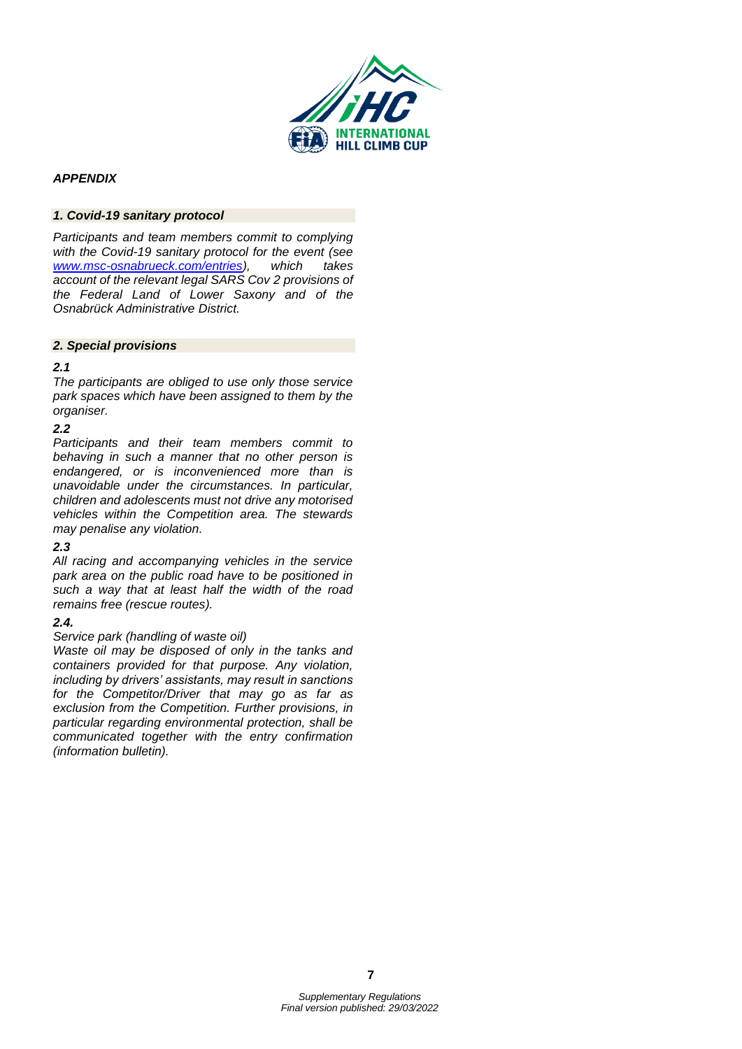***APPENDIX***

## *1. Covid-19 sanitary protocol*

*Participants and team members commit to complying with the Covid-19 sanitary protocol for the event (see [www.msc-osnabrueck.com/entries](www.msc-osnabrueck.com/entries)), which takes account of the relevant legal SARS Cov 2 provisions of the Federal Land of Lower Saxony and of the Osnabrück Administrative District.*

## *2. Special provisions*

***2.1***

*The participants are obliged to use only those service park spaces which have been assigned to them by the organiser.*

***2.2***

*Participants and their team members commit to behaving in such a manner that no other person is endangered, or is inconvenienced more than is unavoidable under the circumstances. In particular, children and adolescents must not drive any motorised vehicles within the Competition area. The stewards may penalise any violation.*

***2.3***

*All racing and accompanying vehicles in the service park area on the public road have to be positioned in such a way that at least half the width of the road remains free (rescue routes).*

***2.4.***

*Service park (handling of waste oil)*

*Waste oil may be disposed of only in the tanks and containers provided for that purpose. Any violation, including by drivers' assistants, may result in sanctions for the Competitor/Driver that may go as far as exclusion from the Competition. Further provisions, in particular regarding environmental protection, shall be communicated together with the entry confirmation (information bulletin).*